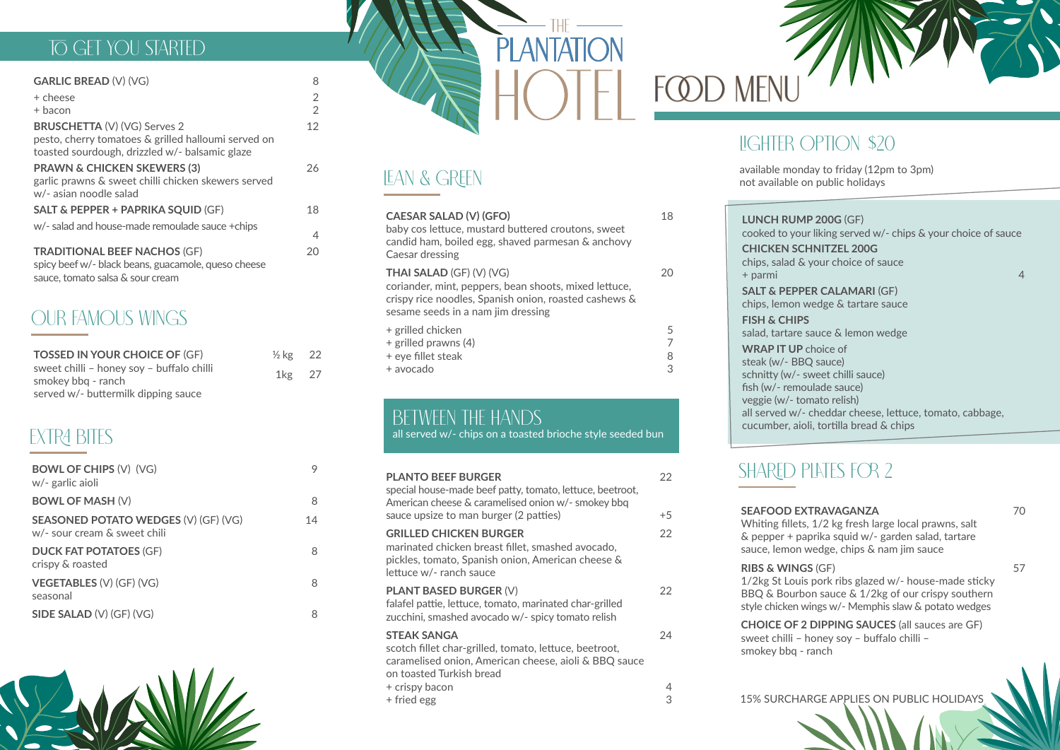# THE PLANTATION HOTEL

# FOOD MENU

## TO GET YOU STARTED

**GARLIC BREAD** (V) (VG) — 8
+ cheese — 2
+ bacon — 2

**BRUSCHETTA** (V) (VG) Serves 2 — 12
pesto, cherry tomatoes & grilled halloumi served on toasted sourdough, drizzled w/- balsamic glaze

**PRAWN & CHICKEN SKEWERS (3)** — 26
garlic prawns & sweet chilli chicken skewers served w/- asian noodle salad

**SALT & PEPPER + PAPRIKA SQUID** (GF) — 18
w/- salad and house-made remoulade sauce +chips — 4

**TRADITIONAL BEEF NACHOS** (GF) — 20
spicy beef w/- black beans, guacamole, queso cheese sauce, tomato salsa & sour cream

## OUR FAMOUS WINGS

**TOSSED IN YOUR CHOICE OF** (GF) — ½ kg 22 / 1kg 27
sweet chilli – honey soy – buffalo chilli
smokey bbq - ranch
served w/- buttermilk dipping sauce

## EXTRA BITES

**BOWL OF CHIPS** (V) (VG) — 9
w/- garlic aioli

**BOWL OF MASH** (V) — 8

**SEASONED POTATO WEDGES** (V) (GF) (VG) — 14
w/- sour cream & sweet chili

**DUCK FAT POTATOES** (GF) — 8
crispy & roasted

**VEGETABLES** (V) (GF) (VG) — 8
seasonal

**SIDE SALAD** (V) (GF) (VG) — 8

## LEAN & GREEN

**CAESAR SALAD (V) (GFO)** — 18
baby cos lettuce, mustard buttered croutons, sweet candid ham, boiled egg, shaved parmesan & anchovy Caesar dressing

**THAI SALAD** (GF) (V) (VG) — 20
coriander, mint, peppers, bean shoots, mixed lettuce, crispy rice noodles, Spanish onion, roasted cashews & sesame seeds in a nam jim dressing

+ grilled chicken — 5
+ grilled prawns (4) — 7
+ eye fillet steak — 8
+ avocado — 3

## BETWEEN THE HANDS

all served w/- chips on a toasted brioche style seeded bun

**PLANTO BEEF BURGER** — 22
special house-made beef patty, tomato, lettuce, beetroot, American cheese & caramelised onion w/- smokey bbq sauce upsize to man burger (2 patties) — +5

**GRILLED CHICKEN BURGER** — 22
marinated chicken breast fillet, smashed avocado, pickles, tomato, Spanish onion, American cheese & lettuce w/- ranch sauce

**PLANT BASED BURGER** (V) — 22
falafel pattie, lettuce, tomato, marinated char-grilled zucchini, smashed avocado w/- spicy tomato relish

**STEAK SANGA** — 24
scotch fillet char-grilled, tomato, lettuce, beetroot, caramelised onion, American cheese, aioli & BBQ sauce on toasted Turkish bread
+ crispy bacon — 4
+ fried egg — 3

## LIGHTER OPTION $20

available monday to friday (12pm to 3pm)
not available on public holidays

**LUNCH RUMP 200G** (GF)
cooked to your liking served w/- chips & your choice of sauce

**CHICKEN SCHNITZEL 200G**
chips, salad & your choice of sauce
+ parmi — 4

**SALT & PEPPER CALAMARI** (GF)
chips, lemon wedge & tartare sauce

**FISH & CHIPS**
salad, tartare sauce & lemon wedge

**WRAP IT UP** choice of
steak (w/- BBQ sauce)
schnitty (w/- sweet chilli sauce)
fish (w/- remoulade sauce)
veggie (w/- tomato relish)
all served w/- cheddar cheese, lettuce, tomato, cabbage, cucumber, aioli, tortilla bread & chips

## SHARED PLATES FOR 2

**SEAFOOD EXTRAVAGANZA** — 70
Whiting fillets, 1/2 kg fresh large local prawns, salt & pepper + paprika squid w/- garden salad, tartare sauce, lemon wedge, chips & nam jim sauce

**RIBS & WINGS** (GF) — 57
1/2kg St Louis pork ribs glazed w/- house-made sticky BBQ & Bourbon sauce & 1/2kg of our crispy southern style chicken wings w/- Memphis slaw & potato wedges

**CHOICE OF 2 DIPPING SAUCES** (all sauces are GF)
sweet chilli – honey soy – buffalo chilli – smokey bbq - ranch

15% SURCHARGE APPLIES ON PUBLIC HOLIDAYS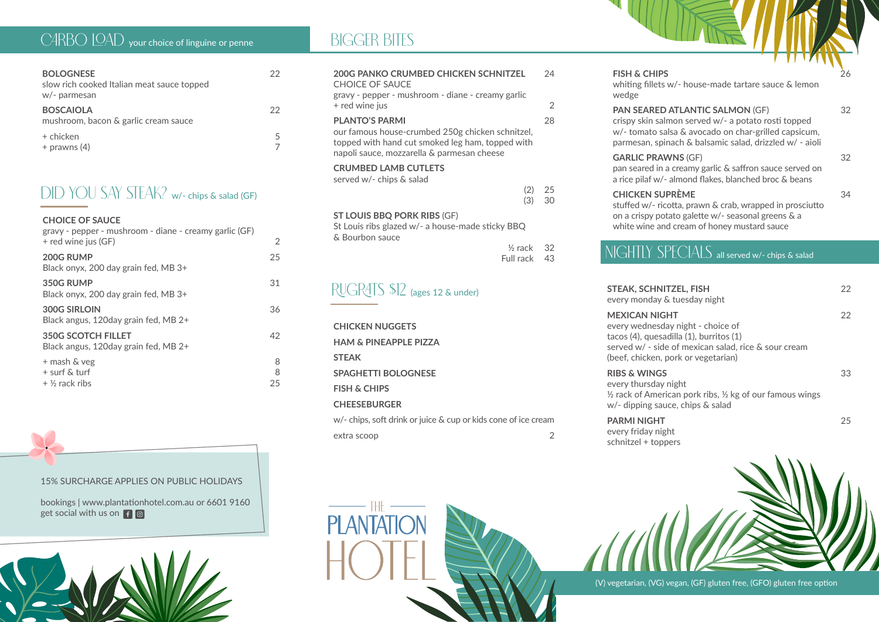## CARBO LOAD your choice of linguine or penne

**BOLOGNESE** 22
slow rich cooked Italian meat sauce topped w/- parmesan

**BOSCAIOLA** 22
mushroom, bacon & garlic cream sauce

+ chicken 5
+ prawns (4) 7

## DID YOU SAY STEAK? w/- chips & salad (GF)

**CHOICE OF SAUCE**
gravy - pepper - mushroom - diane - creamy garlic (GF) + red wine jus (GF) 2

**200G RUMP** 25
Black onyx, 200 day grain fed, MB 3+

**350G RUMP** 31
Black onyx, 200 day grain fed, MB 3+

**300G SIRLOIN** 36
Black angus, 120day grain fed, MB 2+

**350G SCOTCH FILLET** 42
Black angus, 120day grain fed, MB 2+

+ mash & veg 8
+ surf & turf 8
+ ½ rack ribs 25

15% SURCHARGE APPLIES ON PUBLIC HOLIDAYS

bookings | www.plantationhotel.com.au or 6601 9160
get social with us on

## BIGGER BITES

**200G PANKO CRUMBED CHICKEN SCHNITZEL** 24
CHOICE OF SAUCE
gravy - pepper - mushroom - diane - creamy garlic + red wine jus 2

**PLANTO'S PARMI** 28
our famous house-crumbed 250g chicken schnitzel, topped with hand cut smoked leg ham, topped with napoli sauce, mozzarella & parmesan cheese

**CRUMBED LAMB CUTLETS**
served w/- chips & salad
(2) 25
(3) 30

**ST LOUIS BBQ PORK RIBS** (GF)
St Louis ribs glazed w/- a house-made sticky BBQ & Bourbon sauce
½ rack 32
Full rack 43

**FISH & CHIPS** 26
whiting fillets w/- house-made tartare sauce & lemon wedge

**PAN SEARED ATLANTIC SALMON** (GF) 32
crispy skin salmon served w/- a potato rosti topped w/- tomato salsa & avocado on char-grilled capsicum, parmesan, spinach & balsamic salad, drizzled w/ - aioli

**GARLIC PRAWNS** (GF) 32
pan seared in a creamy garlic & saffron sauce served on a rice pilaf w/- almond flakes, blanched broc & beans

**CHICKEN SUPRÈME** 34
stuffed w/- ricotta, prawn & crab, wrapped in prosciutto on a crispy potato galette w/- seasonal greens & a white wine and cream of honey mustard sauce

## RUGRATS $12 (ages 12 & under)

**CHICKEN NUGGETS**
**HAM & PINEAPPLE PIZZA**
**STEAK**
**SPAGHETTI BOLOGNESE**
**FISH & CHIPS**
**CHEESEBURGER**

w/- chips, soft drink or juice & cup or kids cone of ice cream

extra scoop 2

## NIGHTLY SPECIALS all served w/- chips & salad

**STEAK, SCHNITZEL, FISH** 22
every monday & tuesday night

**MEXICAN NIGHT** 22
every wednesday night - choice of tacos (4), quesadilla (1), burritos (1) served w/ - side of mexican salad, rice & sour cream (beef, chicken, pork or vegetarian)

**RIBS & WINGS** 33
every thursday night
½ rack of American pork ribs, ½ kg of our famous wings w/- dipping sauce, chips & salad

**PARMI NIGHT** 25
every friday night
schnitzel + toppers

THE PLANTATION HOTEL

(V) vegetarian, (VG) vegan, (GF) gluten free, (GFO) gluten free option